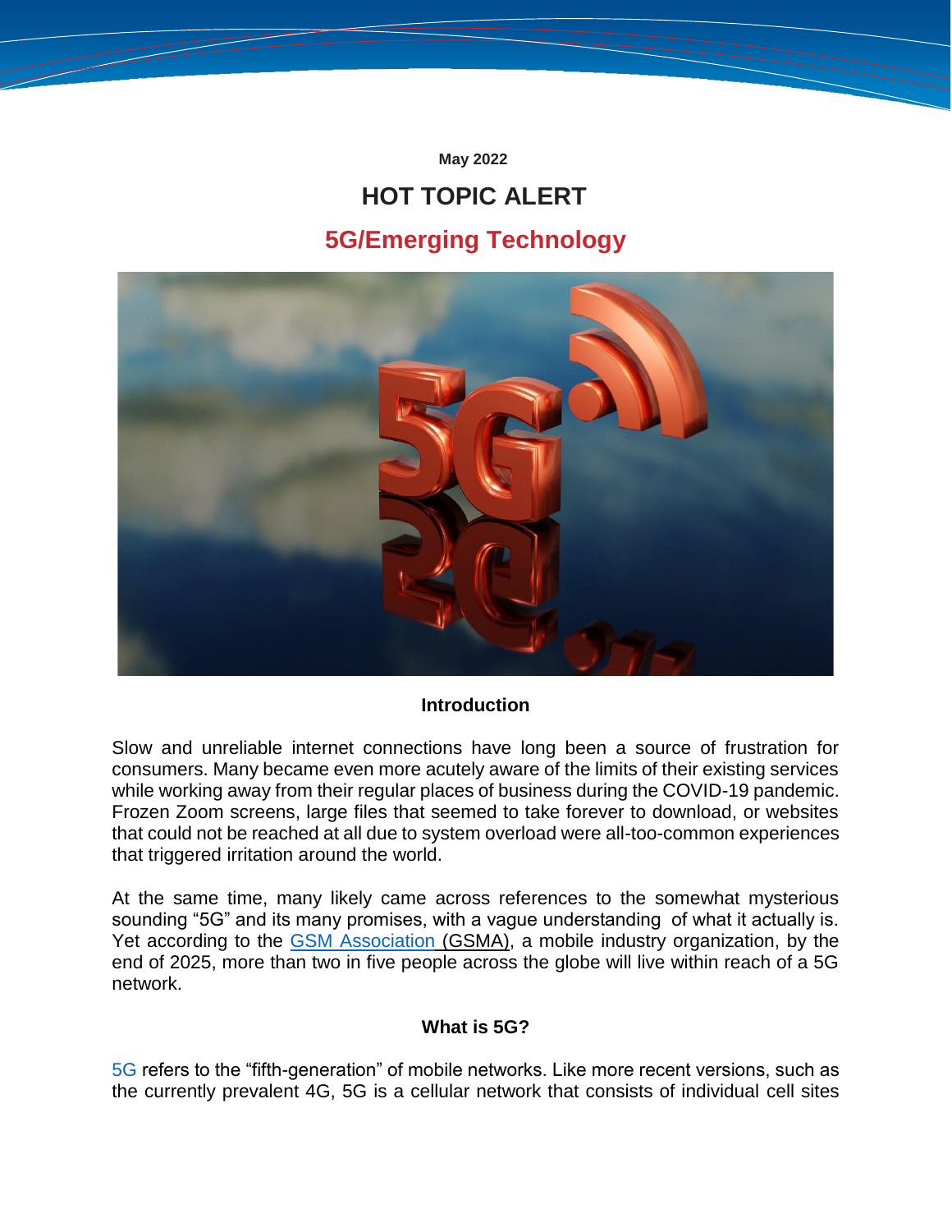May 2022

# HOT TOPIC ALERT

## 5G/Emerging Technology

### Introduction

Slow and unreliable internet connections have long been a source of frustration for consumers. Many became even more acutely aware of the limits of their existing services while working away from their regular places of business during the COVID-19 pandemic. Frozen Zoom screens, large files that seemed to take forever to download, or websites that could not be reached at all due to system overload were all-too-common experiences that triggered irritation around the world.

At the same time, many likely came across references to the somewhat mysterious sounding "5G" and its many promises, with a vague understanding of what it actually is. Yet according to the GSM Association (GSMA), a mobile industry organization, by the end of 2025, more than two in five people across the globe will live within reach of a 5G network.

### What is 5G?

5G refers to the "fifth-generation" of mobile networks. Like more recent versions, such as the currently prevalent 4G, 5G is a cellular network that consists of individual cell sites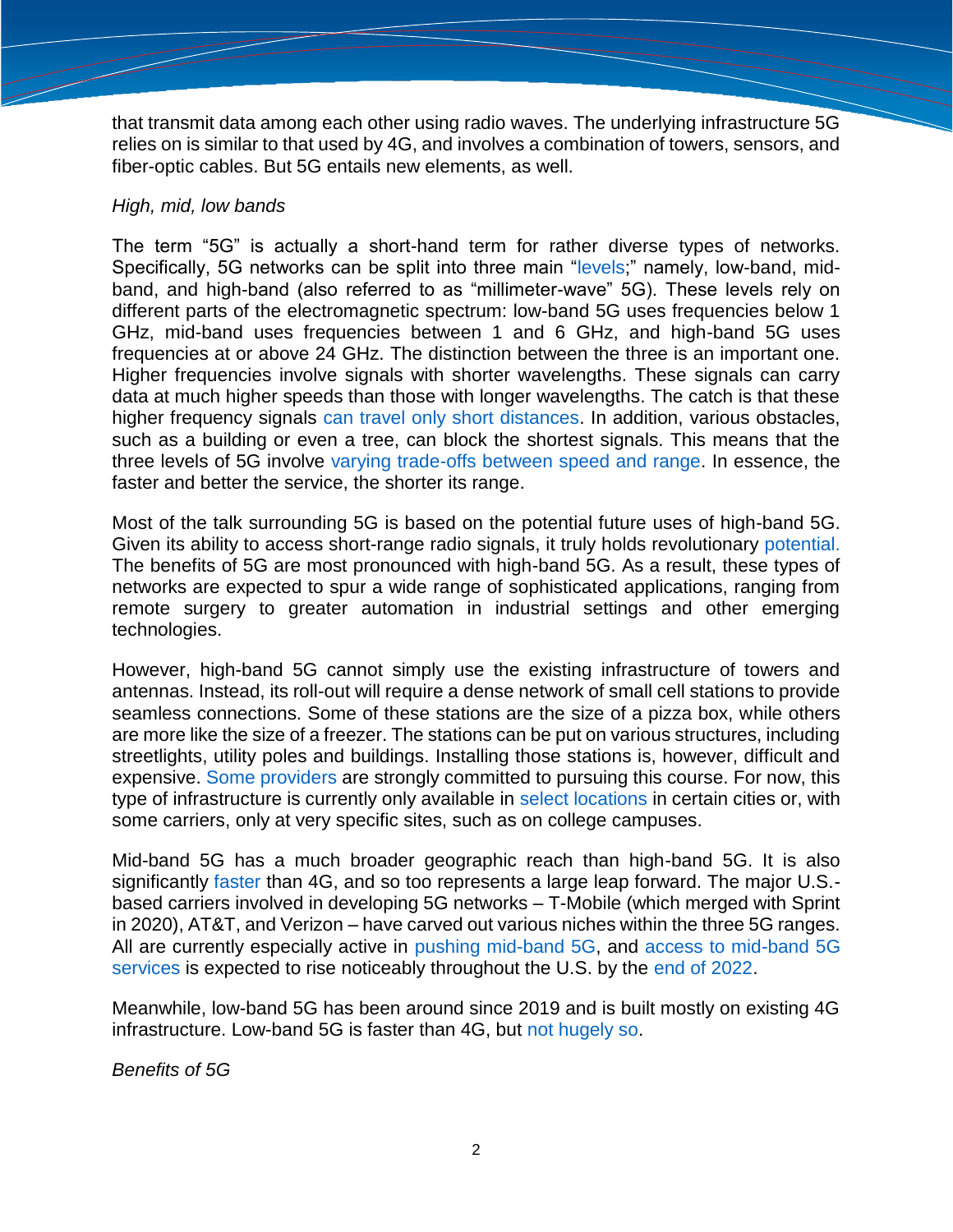that transmit data among each other using radio waves. The underlying infrastructure 5G relies on is similar to that used by 4G, and involves a combination of towers, sensors, and fiber-optic cables. But 5G entails new elements, as well.

*High, mid, low bands*

The term "5G" is actually a short-hand term for rather diverse types of networks. Specifically, 5G networks can be split into three main "levels;" namely, low-band, mid-band, and high-band (also referred to as "millimeter-wave" 5G). These levels rely on different parts of the electromagnetic spectrum: low-band 5G uses frequencies below 1 GHz, mid-band uses frequencies between 1 and 6 GHz, and high-band 5G uses frequencies at or above 24 GHz. The distinction between the three is an important one. Higher frequencies involve signals with shorter wavelengths. These signals can carry data at much higher speeds than those with longer wavelengths. The catch is that these higher frequency signals can travel only short distances. In addition, various obstacles, such as a building or even a tree, can block the shortest signals. This means that the three levels of 5G involve varying trade-offs between speed and range. In essence, the faster and better the service, the shorter its range.

Most of the talk surrounding 5G is based on the potential future uses of high-band 5G. Given its ability to access short-range radio signals, it truly holds revolutionary potential. The benefits of 5G are most pronounced with high-band 5G. As a result, these types of networks are expected to spur a wide range of sophisticated applications, ranging from remote surgery to greater automation in industrial settings and other emerging technologies.

However, high-band 5G cannot simply use the existing infrastructure of towers and antennas. Instead, its roll-out will require a dense network of small cell stations to provide seamless connections. Some of these stations are the size of a pizza box, while others are more like the size of a freezer. The stations can be put on various structures, including streetlights, utility poles and buildings. Installing those stations is, however, difficult and expensive. Some providers are strongly committed to pursuing this course. For now, this type of infrastructure is currently only available in select locations in certain cities or, with some carriers, only at very specific sites, such as on college campuses.

Mid-band 5G has a much broader geographic reach than high-band 5G. It is also significantly faster than 4G, and so too represents a large leap forward. The major U.S.-based carriers involved in developing 5G networks – T-Mobile (which merged with Sprint in 2020), AT&T, and Verizon – have carved out various niches within the three 5G ranges. All are currently especially active in pushing mid-band 5G, and access to mid-band 5G services is expected to rise noticeably throughout the U.S. by the end of 2022.

Meanwhile, low-band 5G has been around since 2019 and is built mostly on existing 4G infrastructure. Low-band 5G is faster than 4G, but not hugely so.

*Benefits of 5G*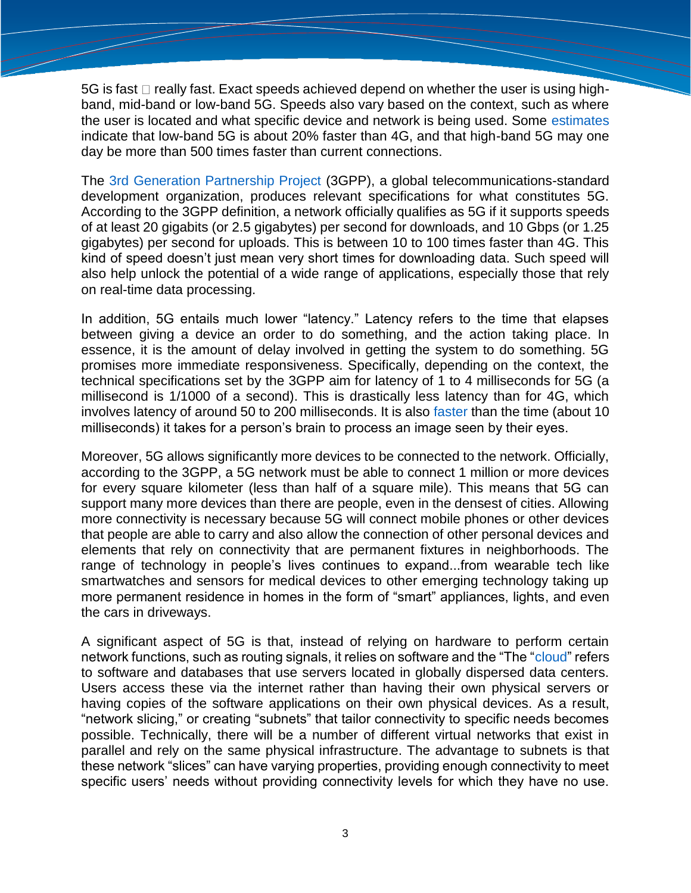5G is fast  really fast. Exact speeds achieved depend on whether the user is using high-band, mid-band or low-band 5G. Speeds also vary based on the context, such as where the user is located and what specific device and network is being used. Some estimates indicate that low-band 5G is about 20% faster than 4G, and that high-band 5G may one day be more than 500 times faster than current connections.

The 3rd Generation Partnership Project (3GPP), a global telecommunications-standard development organization, produces relevant specifications for what constitutes 5G. According to the 3GPP definition, a network officially qualifies as 5G if it supports speeds of at least 20 gigabits (or 2.5 gigabytes) per second for downloads, and 10 Gbps (or 1.25 gigabytes) per second for uploads. This is between 10 to 100 times faster than 4G. This kind of speed doesn't just mean very short times for downloading data. Such speed will also help unlock the potential of a wide range of applications, especially those that rely on real-time data processing.

In addition, 5G entails much lower "latency." Latency refers to the time that elapses between giving a device an order to do something, and the action taking place. In essence, it is the amount of delay involved in getting the system to do something. 5G promises more immediate responsiveness. Specifically, depending on the context, the technical specifications set by the 3GPP aim for latency of 1 to 4 milliseconds for 5G (a millisecond is 1/1000 of a second). This is drastically less latency than for 4G, which involves latency of around 50 to 200 milliseconds. It is also faster than the time (about 10 milliseconds) it takes for a person's brain to process an image seen by their eyes.

Moreover, 5G allows significantly more devices to be connected to the network. Officially, according to the 3GPP, a 5G network must be able to connect 1 million or more devices for every square kilometer (less than half of a square mile). This means that 5G can support many more devices than there are people, even in the densest of cities. Allowing more connectivity is necessary because 5G will connect mobile phones or other devices that people are able to carry and also allow the connection of other personal devices and elements that rely on connectivity that are permanent fixtures in neighborhoods. The range of technology in people's lives continues to expand...from wearable tech like smartwatches and sensors for medical devices to other emerging technology taking up more permanent residence in homes in the form of "smart" appliances, lights, and even the cars in driveways.

A significant aspect of 5G is that, instead of relying on hardware to perform certain network functions, such as routing signals, it relies on software and the "The "cloud" refers to software and databases that use servers located in globally dispersed data centers. Users access these via the internet rather than having their own physical servers or having copies of the software applications on their own physical devices. As a result, "network slicing," or creating "subnets" that tailor connectivity to specific needs becomes possible. Technically, there will be a number of different virtual networks that exist in parallel and rely on the same physical infrastructure. The advantage to subnets is that these network "slices" can have varying properties, providing enough connectivity to meet specific users' needs without providing connectivity levels for which they have no use.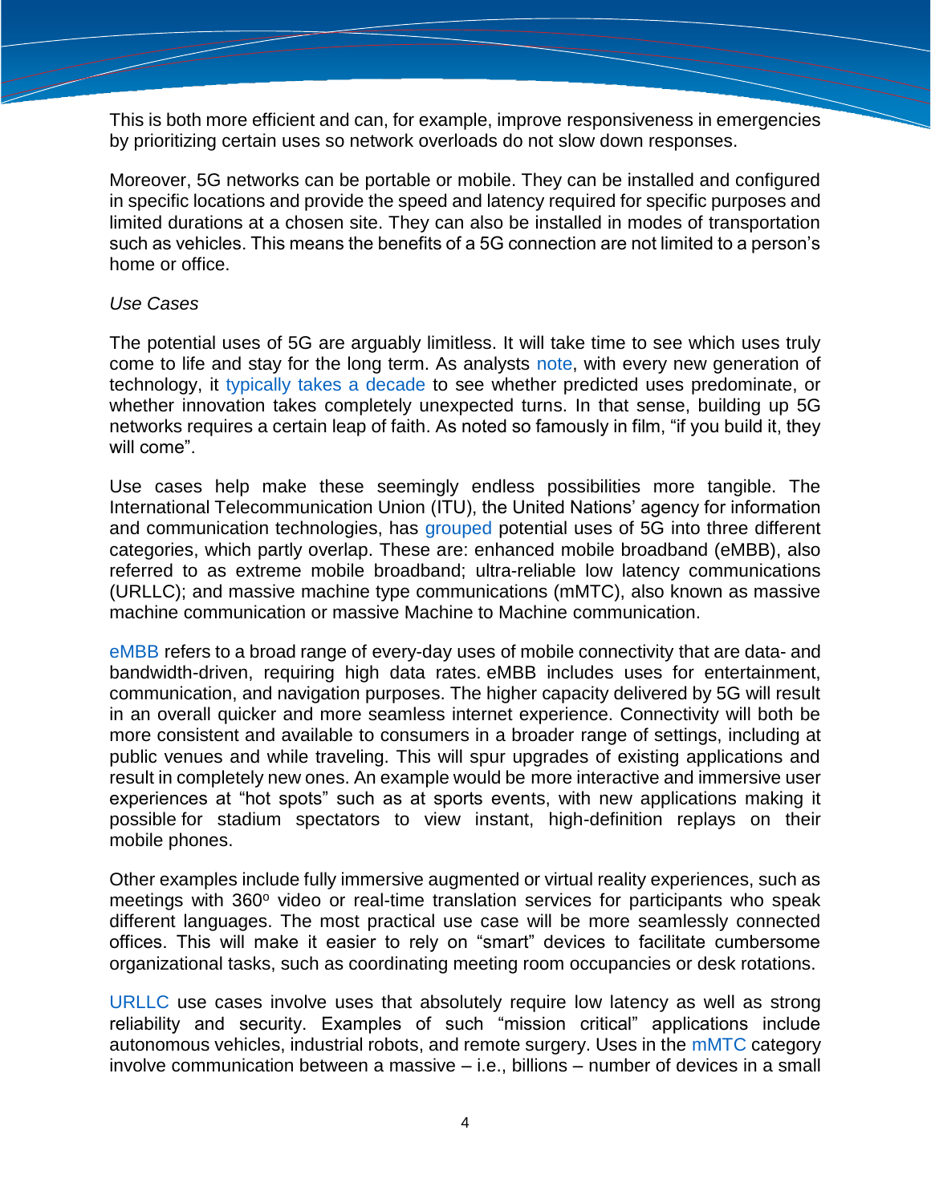This is both more efficient and can, for example, improve responsiveness in emergencies by prioritizing certain uses so network overloads do not slow down responses.

Moreover, 5G networks can be portable or mobile. They can be installed and configured in specific locations and provide the speed and latency required for specific purposes and limited durations at a chosen site. They can also be installed in modes of transportation such as vehicles. This means the benefits of a 5G connection are not limited to a person's home or office.

*Use Cases*

The potential uses of 5G are arguably limitless. It will take time to see which uses truly come to life and stay for the long term. As analysts note, with every new generation of technology, it typically takes a decade to see whether predicted uses predominate, or whether innovation takes completely unexpected turns. In that sense, building up 5G networks requires a certain leap of faith. As noted so famously in film, "if you build it, they will come".

Use cases help make these seemingly endless possibilities more tangible. The International Telecommunication Union (ITU), the United Nations' agency for information and communication technologies, has grouped potential uses of 5G into three different categories, which partly overlap. These are: enhanced mobile broadband (eMBB), also referred to as extreme mobile broadband; ultra-reliable low latency communications (URLLC); and massive machine type communications (mMTC), also known as massive machine communication or massive Machine to Machine communication.

eMBB refers to a broad range of every-day uses of mobile connectivity that are data- and bandwidth-driven, requiring high data rates. eMBB includes uses for entertainment, communication, and navigation purposes. The higher capacity delivered by 5G will result in an overall quicker and more seamless internet experience. Connectivity will both be more consistent and available to consumers in a broader range of settings, including at public venues and while traveling. This will spur upgrades of existing applications and result in completely new ones. An example would be more interactive and immersive user experiences at "hot spots" such as at sports events, with new applications making it possible for stadium spectators to view instant, high-definition replays on their mobile phones.

Other examples include fully immersive augmented or virtual reality experiences, such as meetings with 360° video or real-time translation services for participants who speak different languages. The most practical use case will be more seamlessly connected offices. This will make it easier to rely on "smart" devices to facilitate cumbersome organizational tasks, such as coordinating meeting room occupancies or desk rotations.

URLLC use cases involve uses that absolutely require low latency as well as strong reliability and security. Examples of such "mission critical" applications include autonomous vehicles, industrial robots, and remote surgery. Uses in the mMTC category involve communication between a massive – i.e., billions – number of devices in a small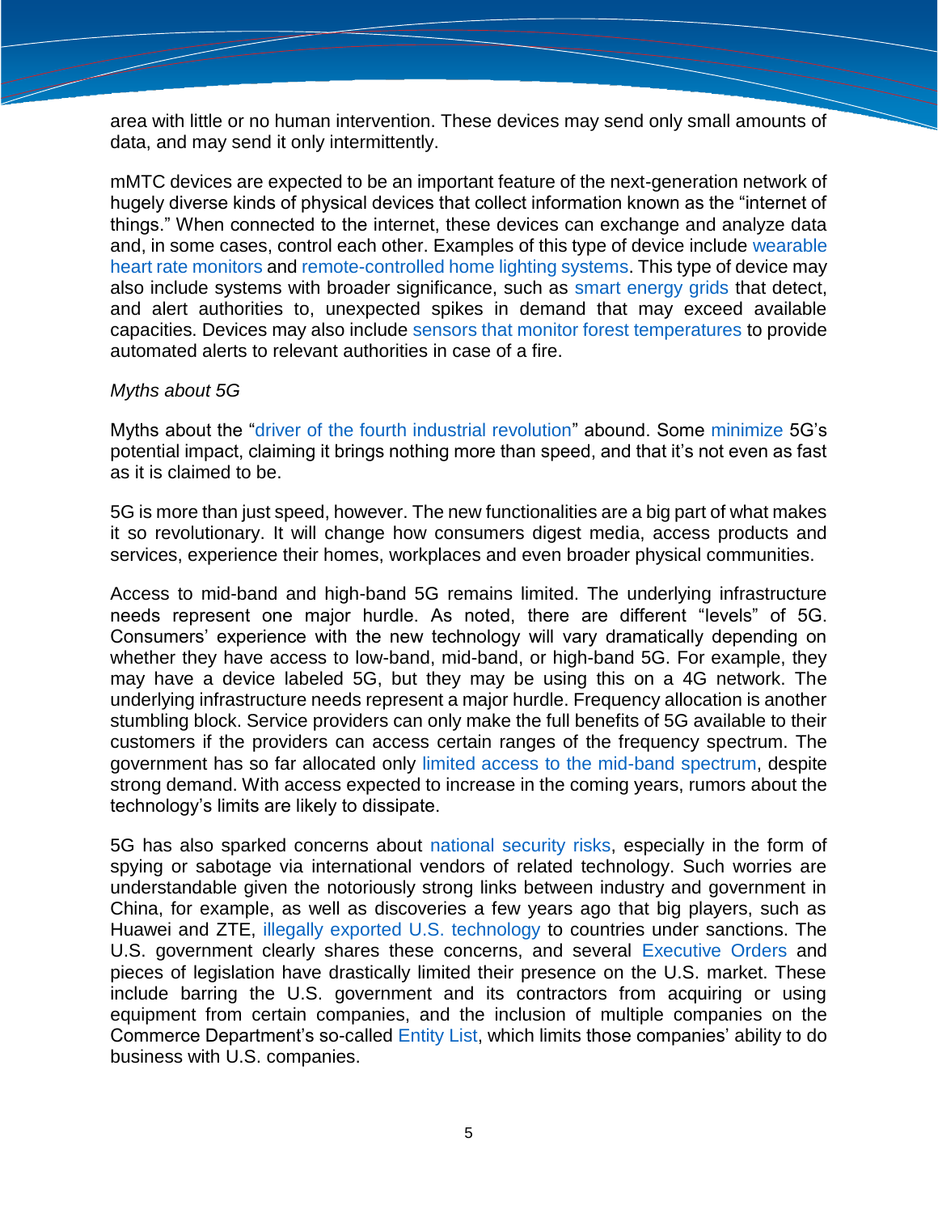area with little or no human intervention. These devices may send only small amounts of data, and may send it only intermittently.

mMTC devices are expected to be an important feature of the next-generation network of hugely diverse kinds of physical devices that collect information known as the "internet of things." When connected to the internet, these devices can exchange and analyze data and, in some cases, control each other. Examples of this type of device include wearable heart rate monitors and remote-controlled home lighting systems. This type of device may also include systems with broader significance, such as smart energy grids that detect, and alert authorities to, unexpected spikes in demand that may exceed available capacities. Devices may also include sensors that monitor forest temperatures to provide automated alerts to relevant authorities in case of a fire.

*Myths about 5G*

Myths about the "driver of the fourth industrial revolution" abound. Some minimize 5G's potential impact, claiming it brings nothing more than speed, and that it's not even as fast as it is claimed to be.

5G is more than just speed, however. The new functionalities are a big part of what makes it so revolutionary. It will change how consumers digest media, access products and services, experience their homes, workplaces and even broader physical communities.

Access to mid-band and high-band 5G remains limited. The underlying infrastructure needs represent one major hurdle. As noted, there are different "levels" of 5G. Consumers' experience with the new technology will vary dramatically depending on whether they have access to low-band, mid-band, or high-band 5G. For example, they may have a device labeled 5G, but they may be using this on a 4G network. The underlying infrastructure needs represent a major hurdle. Frequency allocation is another stumbling block. Service providers can only make the full benefits of 5G available to their customers if the providers can access certain ranges of the frequency spectrum. The government has so far allocated only limited access to the mid-band spectrum, despite strong demand. With access expected to increase in the coming years, rumors about the technology's limits are likely to dissipate.

5G has also sparked concerns about national security risks, especially in the form of spying or sabotage via international vendors of related technology. Such worries are understandable given the notoriously strong links between industry and government in China, for example, as well as discoveries a few years ago that big players, such as Huawei and ZTE, illegally exported U.S. technology to countries under sanctions. The U.S. government clearly shares these concerns, and several Executive Orders and pieces of legislation have drastically limited their presence on the U.S. market. These include barring the U.S. government and its contractors from acquiring or using equipment from certain companies, and the inclusion of multiple companies on the Commerce Department's so-called Entity List, which limits those companies' ability to do business with U.S. companies.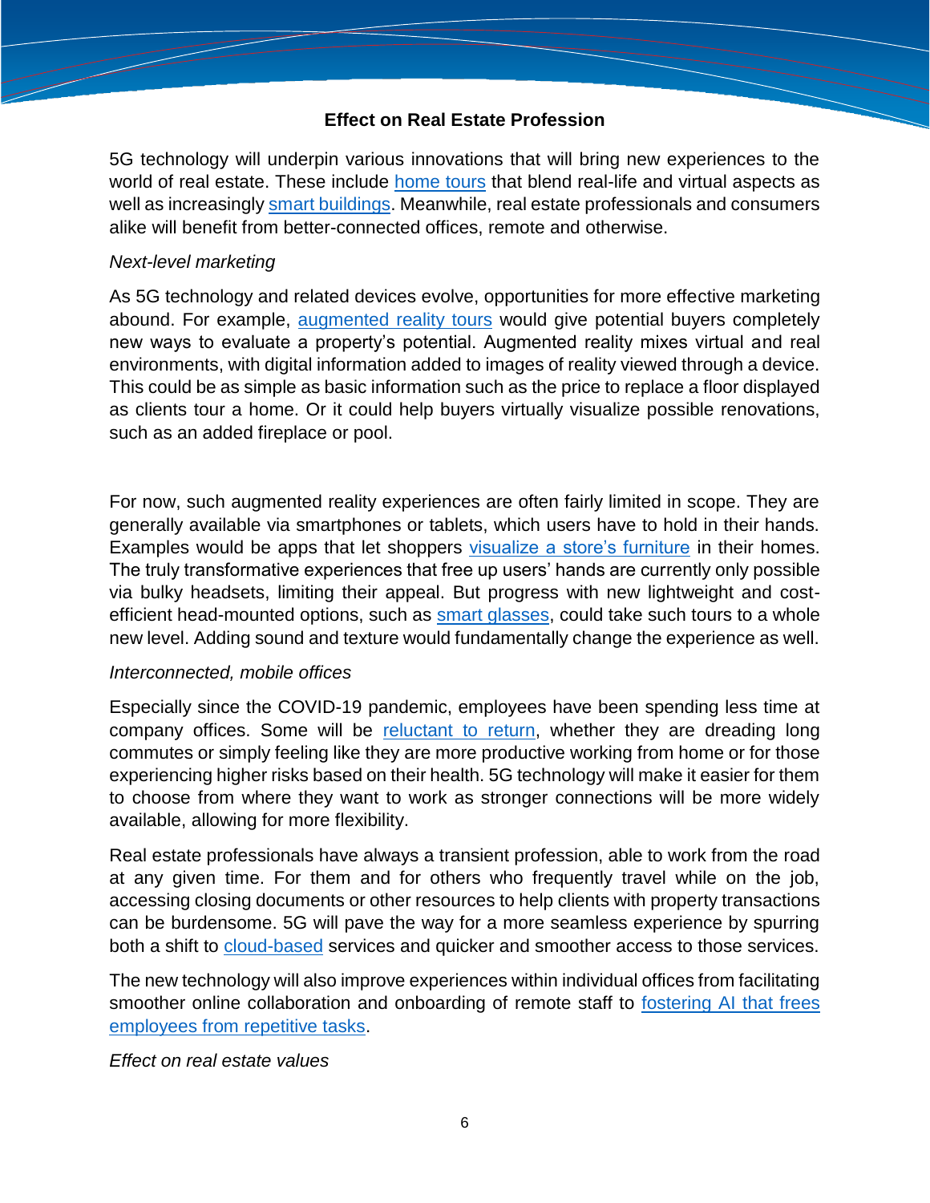## Effect on Real Estate Profession

5G technology will underpin various innovations that will bring new experiences to the world of real estate. These include home tours that blend real-life and virtual aspects as well as increasingly smart buildings. Meanwhile, real estate professionals and consumers alike will benefit from better-connected offices, remote and otherwise.

### *Next-level marketing*

As 5G technology and related devices evolve, opportunities for more effective marketing abound. For example, augmented reality tours would give potential buyers completely new ways to evaluate a property's potential. Augmented reality mixes virtual and real environments, with digital information added to images of reality viewed through a device. This could be as simple as basic information such as the price to replace a floor displayed as clients tour a home. Or it could help buyers virtually visualize possible renovations, such as an added fireplace or pool.

For now, such augmented reality experiences are often fairly limited in scope. They are generally available via smartphones or tablets, which users have to hold in their hands. Examples would be apps that let shoppers visualize a store's furniture in their homes. The truly transformative experiences that free up users' hands are currently only possible via bulky headsets, limiting their appeal. But progress with new lightweight and cost-efficient head-mounted options, such as smart glasses, could take such tours to a whole new level. Adding sound and texture would fundamentally change the experience as well.

### *Interconnected, mobile offices*

Especially since the COVID-19 pandemic, employees have been spending less time at company offices. Some will be reluctant to return, whether they are dreading long commutes or simply feeling like they are more productive working from home or for those experiencing higher risks based on their health. 5G technology will make it easier for them to choose from where they want to work as stronger connections will be more widely available, allowing for more flexibility.

Real estate professionals have always a transient profession, able to work from the road at any given time. For them and for others who frequently travel while on the job, accessing closing documents or other resources to help clients with property transactions can be burdensome. 5G will pave the way for a more seamless experience by spurring both a shift to cloud-based services and quicker and smoother access to those services.

The new technology will also improve experiences within individual offices from facilitating smoother online collaboration and onboarding of remote staff to fostering AI that frees employees from repetitive tasks.

### *Effect on real estate values*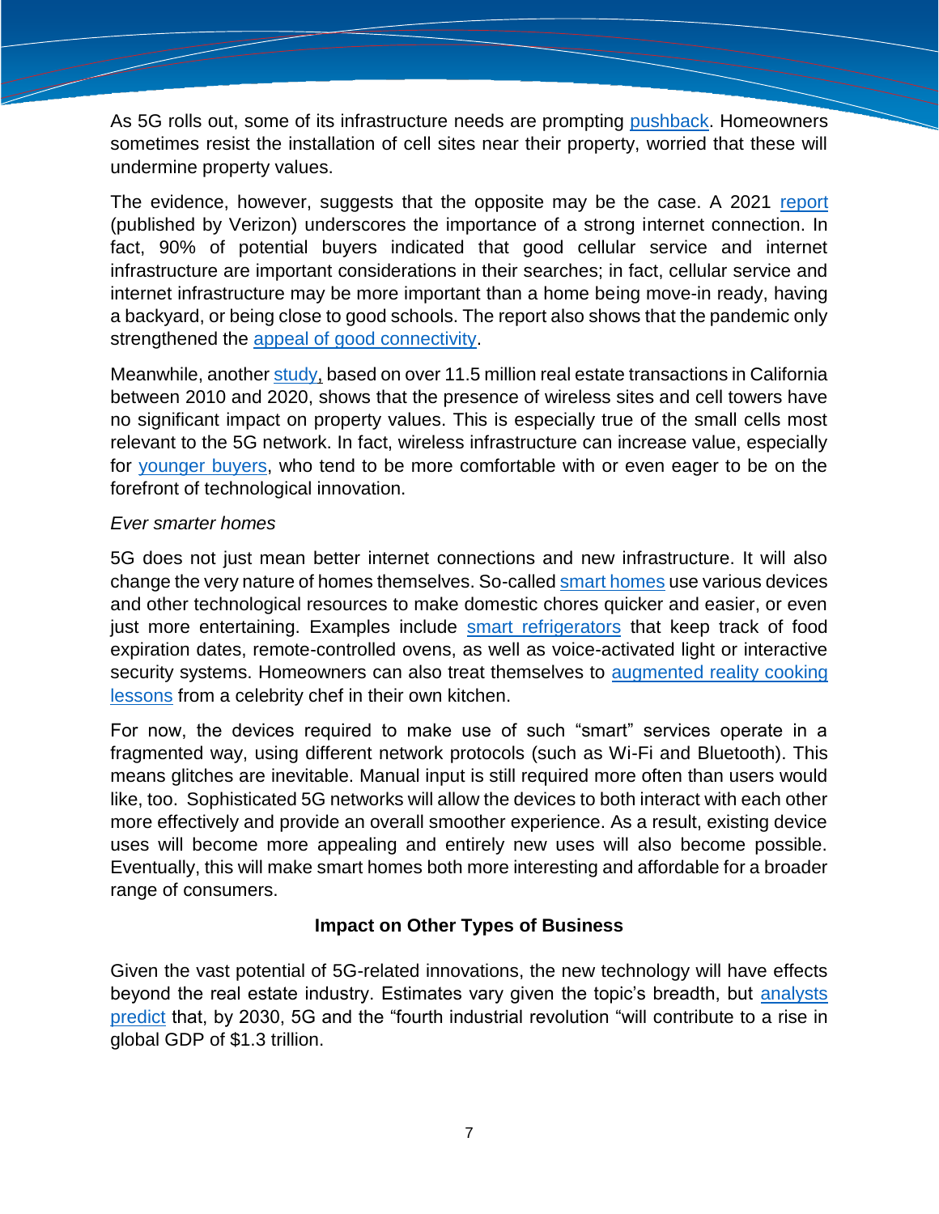As 5G rolls out, some of its infrastructure needs are prompting pushback. Homeowners sometimes resist the installation of cell sites near their property, worried that these will undermine property values.

The evidence, however, suggests that the opposite may be the case. A 2021 report (published by Verizon) underscores the importance of a strong internet connection. In fact, 90% of potential buyers indicated that good cellular service and internet infrastructure are important considerations in their searches; in fact, cellular service and internet infrastructure may be more important than a home being move-in ready, having a backyard, or being close to good schools. The report also shows that the pandemic only strengthened the appeal of good connectivity.

Meanwhile, another study, based on over 11.5 million real estate transactions in California between 2010 and 2020, shows that the presence of wireless sites and cell towers have no significant impact on property values. This is especially true of the small cells most relevant to the 5G network. In fact, wireless infrastructure can increase value, especially for younger buyers, who tend to be more comfortable with or even eager to be on the forefront of technological innovation.

*Ever smarter homes*

5G does not just mean better internet connections and new infrastructure. It will also change the very nature of homes themselves. So-called smart homes use various devices and other technological resources to make domestic chores quicker and easier, or even just more entertaining. Examples include smart refrigerators that keep track of food expiration dates, remote-controlled ovens, as well as voice-activated light or interactive security systems. Homeowners can also treat themselves to augmented reality cooking lessons from a celebrity chef in their own kitchen.

For now, the devices required to make use of such "smart" services operate in a fragmented way, using different network protocols (such as Wi-Fi and Bluetooth). This means glitches are inevitable. Manual input is still required more often than users would like, too. Sophisticated 5G networks will allow the devices to both interact with each other more effectively and provide an overall smoother experience. As a result, existing device uses will become more appealing and entirely new uses will also become possible. Eventually, this will make smart homes both more interesting and affordable for a broader range of consumers.

**Impact on Other Types of Business**

Given the vast potential of 5G-related innovations, the new technology will have effects beyond the real estate industry. Estimates vary given the topic's breadth, but analysts predict that, by 2030, 5G and the "fourth industrial revolution "will contribute to a rise in global GDP of $1.3 trillion.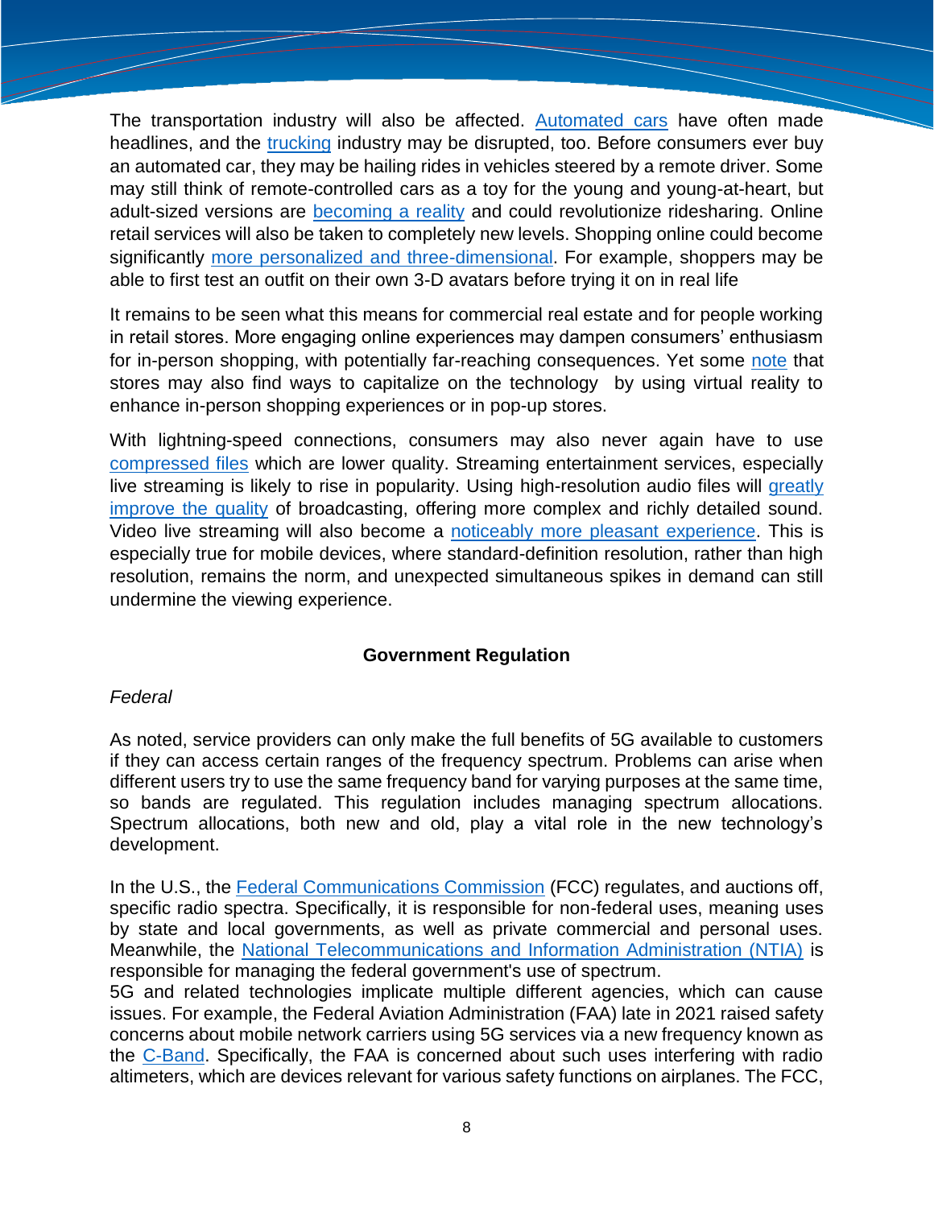The transportation industry will also be affected. Automated cars have often made headlines, and the trucking industry may be disrupted, too. Before consumers ever buy an automated car, they may be hailing rides in vehicles steered by a remote driver. Some may still think of remote-controlled cars as a toy for the young and young-at-heart, but adult-sized versions are becoming a reality and could revolutionize ridesharing. Online retail services will also be taken to completely new levels. Shopping online could become significantly more personalized and three-dimensional. For example, shoppers may be able to first test an outfit on their own 3-D avatars before trying it on in real life

It remains to be seen what this means for commercial real estate and for people working in retail stores. More engaging online experiences may dampen consumers' enthusiasm for in-person shopping, with potentially far-reaching consequences. Yet some note that stores may also find ways to capitalize on the technology by using virtual reality to enhance in-person shopping experiences or in pop-up stores.

With lightning-speed connections, consumers may also never again have to use compressed files which are lower quality. Streaming entertainment services, especially live streaming is likely to rise in popularity. Using high-resolution audio files will greatly improve the quality of broadcasting, offering more complex and richly detailed sound. Video live streaming will also become a noticeably more pleasant experience. This is especially true for mobile devices, where standard-definition resolution, rather than high resolution, remains the norm, and unexpected simultaneous spikes in demand can still undermine the viewing experience.

## Government Regulation

*Federal*

As noted, service providers can only make the full benefits of 5G available to customers if they can access certain ranges of the frequency spectrum. Problems can arise when different users try to use the same frequency band for varying purposes at the same time, so bands are regulated. This regulation includes managing spectrum allocations. Spectrum allocations, both new and old, play a vital role in the new technology's development.

In the U.S., the Federal Communications Commission (FCC) regulates, and auctions off, specific radio spectra. Specifically, it is responsible for non-federal uses, meaning uses by state and local governments, as well as private commercial and personal uses. Meanwhile, the National Telecommunications and Information Administration (NTIA) is responsible for managing the federal government's use of spectrum.

5G and related technologies implicate multiple different agencies, which can cause issues. For example, the Federal Aviation Administration (FAA) late in 2021 raised safety concerns about mobile network carriers using 5G services via a new frequency known as the C-Band. Specifically, the FAA is concerned about such uses interfering with radio altimeters, which are devices relevant for various safety functions on airplanes. The FCC,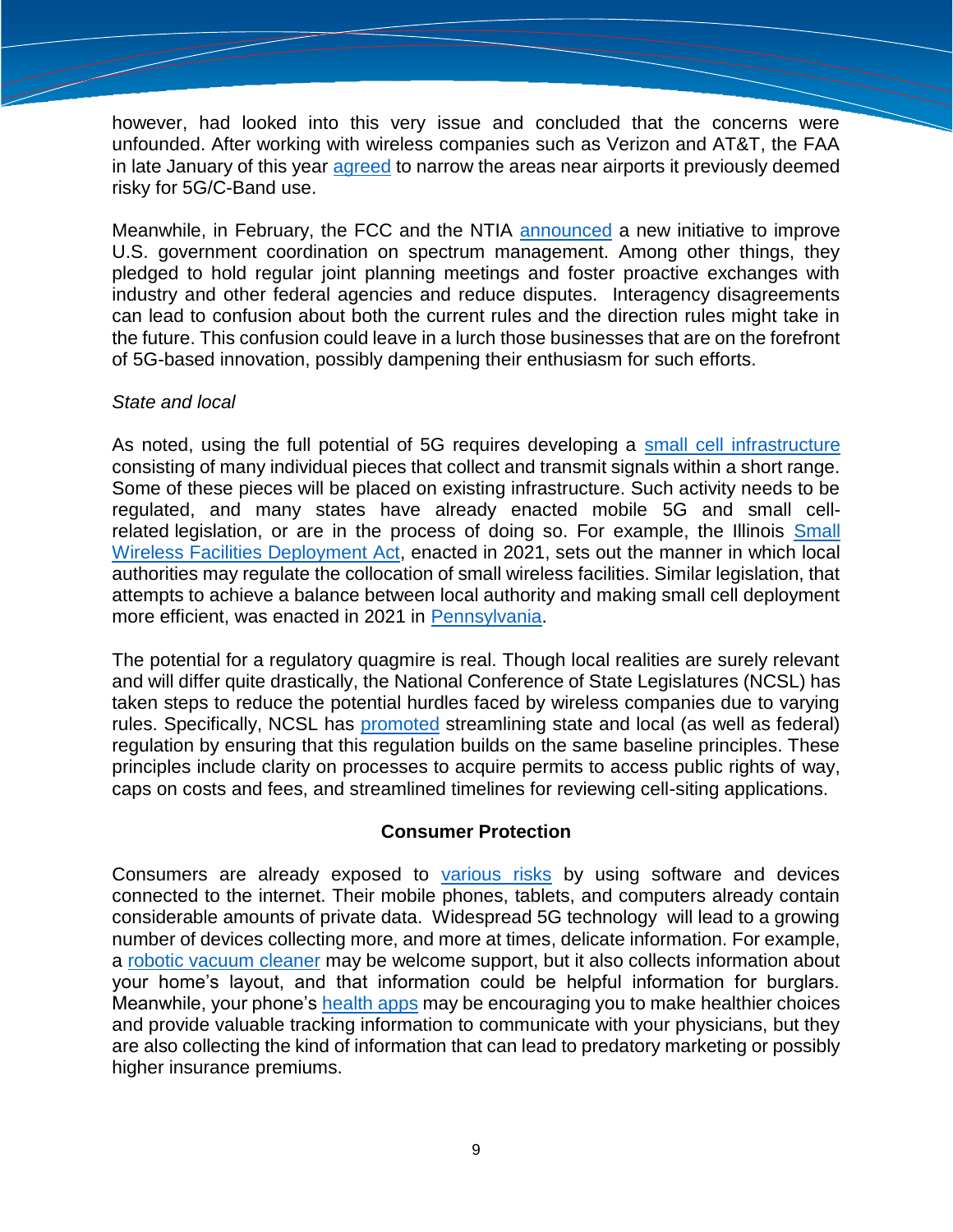however, had looked into this very issue and concluded that the concerns were unfounded. After working with wireless companies such as Verizon and AT&T, the FAA in late January of this year agreed to narrow the areas near airports it previously deemed risky for 5G/C-Band use.

Meanwhile, in February, the FCC and the NTIA announced a new initiative to improve U.S. government coordination on spectrum management. Among other things, they pledged to hold regular joint planning meetings and foster proactive exchanges with industry and other federal agencies and reduce disputes. Interagency disagreements can lead to confusion about both the current rules and the direction rules might take in the future. This confusion could leave in a lurch those businesses that are on the forefront of 5G-based innovation, possibly dampening their enthusiasm for such efforts.

*State and local*

As noted, using the full potential of 5G requires developing a small cell infrastructure consisting of many individual pieces that collect and transmit signals within a short range. Some of these pieces will be placed on existing infrastructure. Such activity needs to be regulated, and many states have already enacted mobile 5G and small cell-related legislation, or are in the process of doing so. For example, the Illinois Small Wireless Facilities Deployment Act, enacted in 2021, sets out the manner in which local authorities may regulate the collocation of small wireless facilities. Similar legislation, that attempts to achieve a balance between local authority and making small cell deployment more efficient, was enacted in 2021 in Pennsylvania.

The potential for a regulatory quagmire is real. Though local realities are surely relevant and will differ quite drastically, the National Conference of State Legislatures (NCSL) has taken steps to reduce the potential hurdles faced by wireless companies due to varying rules. Specifically, NCSL has promoted streamlining state and local (as well as federal) regulation by ensuring that this regulation builds on the same baseline principles. These principles include clarity on processes to acquire permits to access public rights of way, caps on costs and fees, and streamlined timelines for reviewing cell-siting applications.

## Consumer Protection

Consumers are already exposed to various risks by using software and devices connected to the internet. Their mobile phones, tablets, and computers already contain considerable amounts of private data. Widespread 5G technology will lead to a growing number of devices collecting more, and more at times, delicate information. For example, a robotic vacuum cleaner may be welcome support, but it also collects information about your home's layout, and that information could be helpful information for burglars. Meanwhile, your phone's health apps may be encouraging you to make healthier choices and provide valuable tracking information to communicate with your physicians, but they are also collecting the kind of information that can lead to predatory marketing or possibly higher insurance premiums.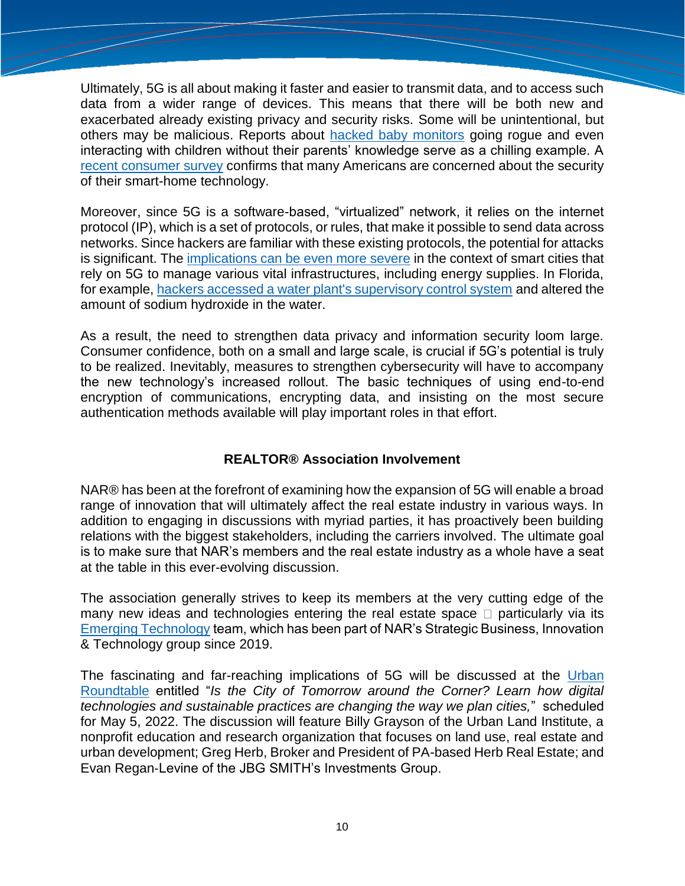Ultimately, 5G is all about making it faster and easier to transmit data, and to access such data from a wider range of devices. This means that there will be both new and exacerbated already existing privacy and security risks. Some will be unintentional, but others may be malicious. Reports about hacked baby monitors going rogue and even interacting with children without their parents' knowledge serve as a chilling example. A recent consumer survey confirms that many Americans are concerned about the security of their smart-home technology.

Moreover, since 5G is a software-based, "virtualized" network, it relies on the internet protocol (IP), which is a set of protocols, or rules, that make it possible to send data across networks. Since hackers are familiar with these existing protocols, the potential for attacks is significant. The implications can be even more severe in the context of smart cities that rely on 5G to manage various vital infrastructures, including energy supplies. In Florida, for example, hackers accessed a water plant's supervisory control system and altered the amount of sodium hydroxide in the water.

As a result, the need to strengthen data privacy and information security loom large. Consumer confidence, both on a small and large scale, is crucial if 5G's potential is truly to be realized. Inevitably, measures to strengthen cybersecurity will have to accompany the new technology's increased rollout. The basic techniques of using end-to-end encryption of communications, encrypting data, and insisting on the most secure authentication methods available will play important roles in that effort.

## REALTOR® Association Involvement

NAR® has been at the forefront of examining how the expansion of 5G will enable a broad range of innovation that will ultimately affect the real estate industry in various ways. In addition to engaging in discussions with myriad parties, it has proactively been building relations with the biggest stakeholders, including the carriers involved. The ultimate goal is to make sure that NAR's members and the real estate industry as a whole have a seat at the table in this ever-evolving discussion.

The association generally strives to keep its members at the very cutting edge of the many new ideas and technologies entering the real estate space  particularly via its Emerging Technology team, which has been part of NAR's Strategic Business, Innovation & Technology group since 2019.

The fascinating and far-reaching implications of 5G will be discussed at the Urban Roundtable entitled "*Is the City of Tomorrow around the Corner? Learn how digital technologies and sustainable practices are changing the way we plan cities,*" scheduled for May 5, 2022. The discussion will feature Billy Grayson of the Urban Land Institute, a nonprofit education and research organization that focuses on land use, real estate and urban development; Greg Herb, Broker and President of PA-based Herb Real Estate; and Evan Regan-Levine of the JBG SMITH's Investments Group.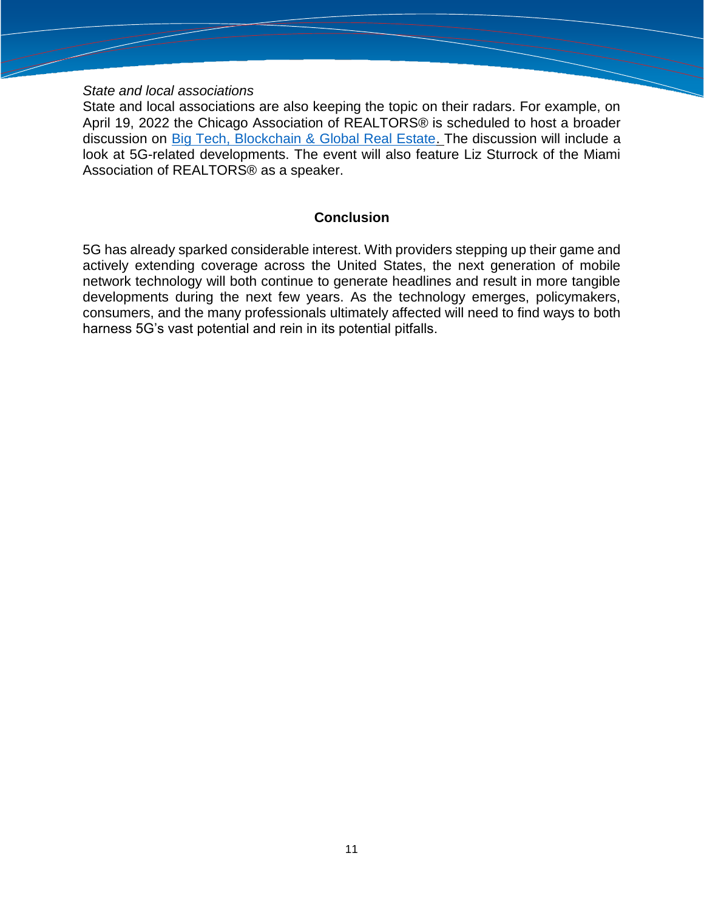*State and local associations*

State and local associations are also keeping the topic on their radars. For example, on April 19, 2022 the Chicago Association of REALTORS® is scheduled to host a broader discussion on [Big Tech, Blockchain & Global Real Estate](). The discussion will include a look at 5G-related developments. The event will also feature Liz Sturrock of the Miami Association of REALTORS® as a speaker.

## Conclusion

5G has already sparked considerable interest. With providers stepping up their game and actively extending coverage across the United States, the next generation of mobile network technology will both continue to generate headlines and result in more tangible developments during the next few years. As the technology emerges, policymakers, consumers, and the many professionals ultimately affected will need to find ways to both harness 5G's vast potential and rein in its potential pitfalls.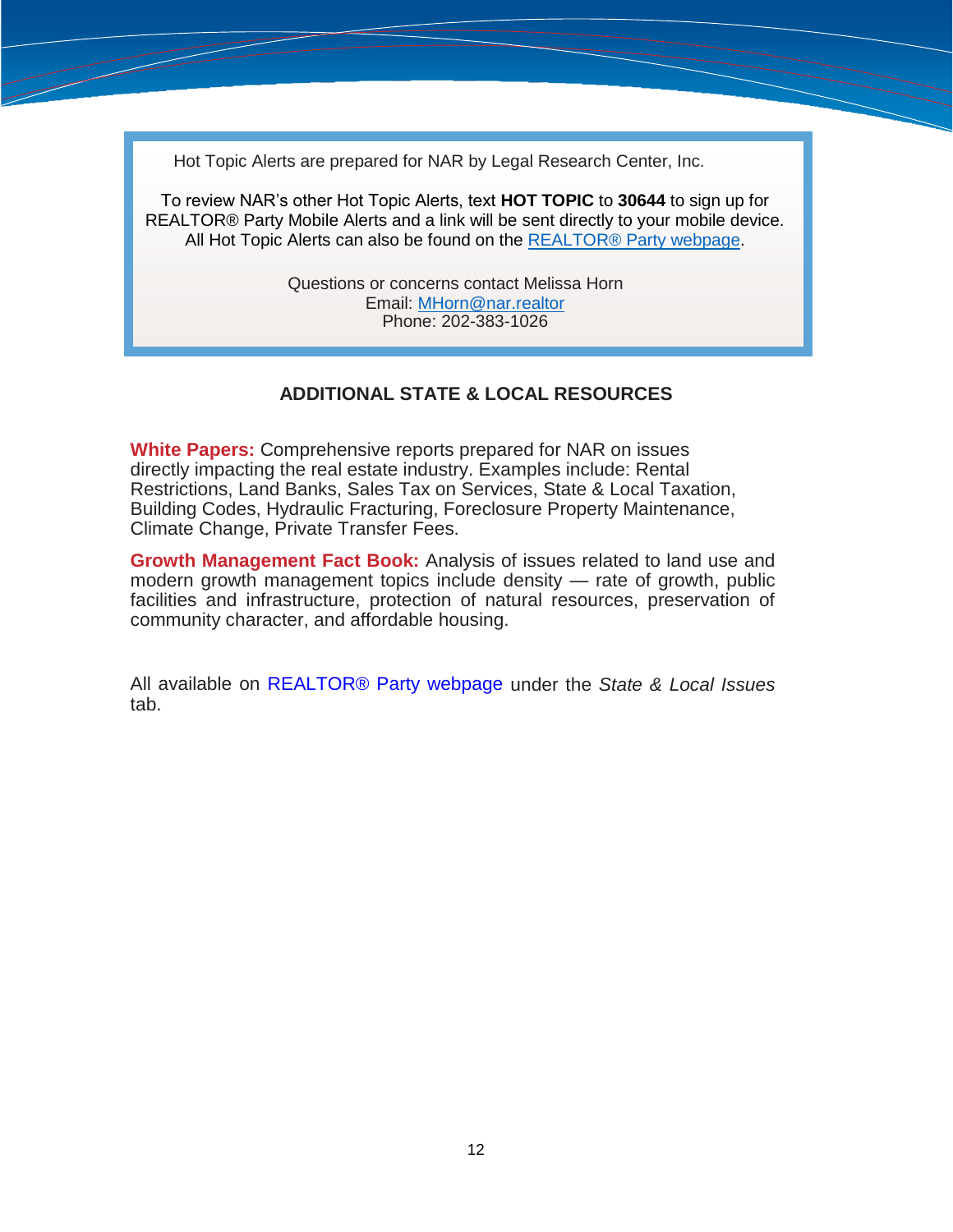Hot Topic Alerts are prepared for NAR by Legal Research Center, Inc.

To review NAR's other Hot Topic Alerts, text **HOT TOPIC** to **30644** to sign up for REALTOR® Party Mobile Alerts and a link will be sent directly to your mobile device. All Hot Topic Alerts can also be found on the REALTOR® Party webpage.

Questions or concerns contact Melissa Horn
Email: MHorn@nar.realtor
Phone: 202-383-1026

## ADDITIONAL STATE & LOCAL RESOURCES

**White Papers:** Comprehensive reports prepared for NAR on issues directly impacting the real estate industry. Examples include: Rental Restrictions, Land Banks, Sales Tax on Services, State & Local Taxation, Building Codes, Hydraulic Fracturing, Foreclosure Property Maintenance, Climate Change, Private Transfer Fees.

**Growth Management Fact Book:** Analysis of issues related to land use and modern growth management topics include density — rate of growth, public facilities and infrastructure, protection of natural resources, preservation of community character, and affordable housing.

All available on REALTOR® Party webpage under the *State & Local Issues* tab.